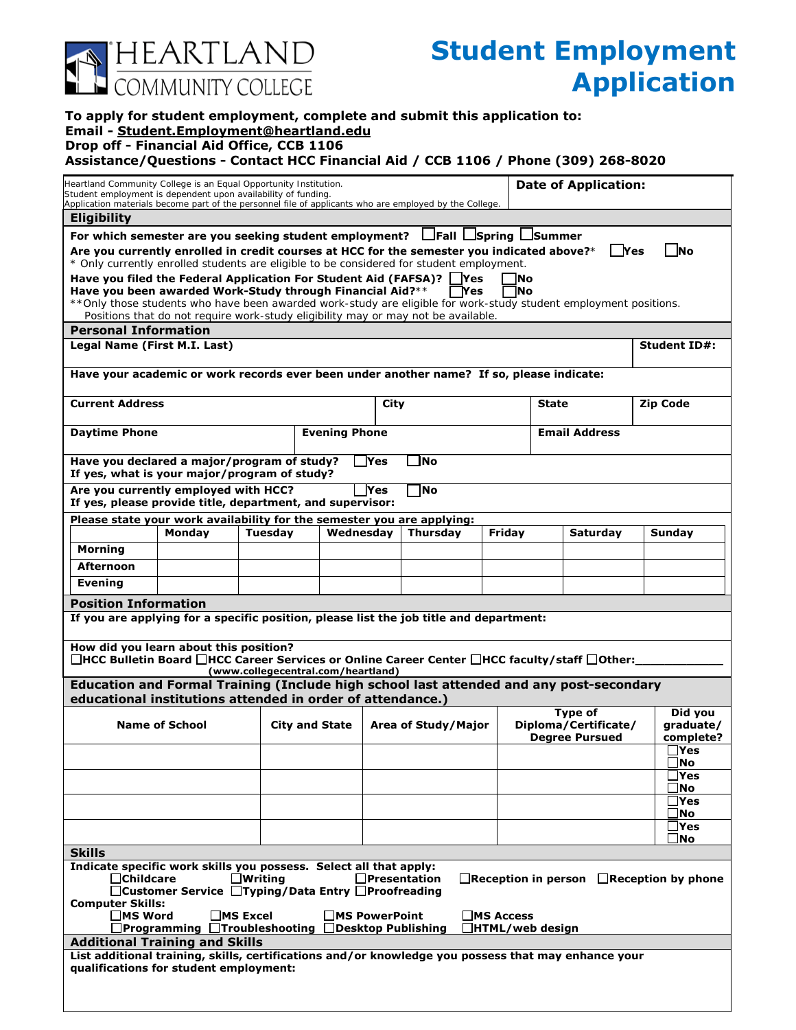HEARTLAND COMMUNITY COLLEGE

# Student Employment Application

**To apply for student employment, complete and submit this application to:**
**Email - Student.Employment@heartland.edu**
**Drop off - Financial Aid Office, CCB 1106**
**Assistance/Questions - Contact HCC Financial Aid / CCB 1106 / Phone (309) 268-8020**

Heartland Community College is an Equal Opportunity Institution.
Student employment is dependent upon availability of funding.
Application materials become part of the personnel file of applicants who are employed by the College.

**Date of Application:**

## Eligibility

**For which semester are you seeking student employment?** ☐Fall ☐Spring ☐Summer

**Are you currently enrolled in credit courses at HCC for the semester you indicated above?*** ☐Yes ☐No

\* Only currently enrolled students are eligible to be considered for student employment.

**Have you filed the Federal Application For Student Aid (FAFSA)?** ☐Yes ☐No

**Have you been awarded Work-Study through Financial Aid?**** ☐Yes ☐No

**Only those students who have been awarded work-study are eligible for work-study student employment positions. Positions that do not require work-study eligibility may or may not be available.

## Personal Information

| **Legal Name (First M.I. Last)** | | | **Student ID#:** |
|---|---|---|---|
| **Have your academic or work records ever been under another name? If so, please indicate:** | | | |
| **Current Address** | **City** | **State** | **Zip Code** |
| **Daytime Phone** | **Evening Phone** | **Email Address** | |

**Have you declared a major/program of study?** ☐Yes ☐No
**If yes, what is your major/program of study?**

**Are you currently employed with HCC?** ☐Yes ☐No
**If yes, please provide title, department, and supervisor:**

**Please state your work availability for the semester you are applying:**

| | Monday | Tuesday | Wednesday | Thursday | Friday | Saturday | Sunday |
|---|---|---|---|---|---|---|---|
| **Morning** | | | | | | | |
| **Afternoon** | | | | | | | |
| **Evening** | | | | | | | |

## Position Information

**If you are applying for a specific position, please list the job title and department:**

**How did you learn about this position?**
☐HCC Bulletin Board ☐HCC Career Services or Online Career Center (www.collegecentral.com/heartland) ☐HCC faculty/staff ☐Other:____________

## Education and Formal Training (Include high school last attended and any post-secondary educational institutions attended in order of attendance.)

| Name of School | City and State | Area of Study/Major | Type of Diploma/Certificate/ Degree Pursued | Did you graduate/ complete? |
|---|---|---|---|---|
| | | | | ☐Yes ☐No |
| | | | | ☐Yes ☐No |
| | | | | ☐Yes ☐No |
| | | | | ☐Yes ☐No |

## Skills

**Indicate specific work skills you possess. Select all that apply:**

☐Childcare ☐Writing ☐Presentation ☐Reception in person ☐Reception by phone
☐Customer Service ☐Typing/Data Entry ☐Proofreading

**Computer Skills:**

☐MS Word ☐MS Excel ☐MS PowerPoint ☐MS Access
☐Programming ☐Troubleshooting ☐Desktop Publishing ☐HTML/web design

## Additional Training and Skills

**List additional training, skills, certifications and/or knowledge you possess that may enhance your qualifications for student employment:**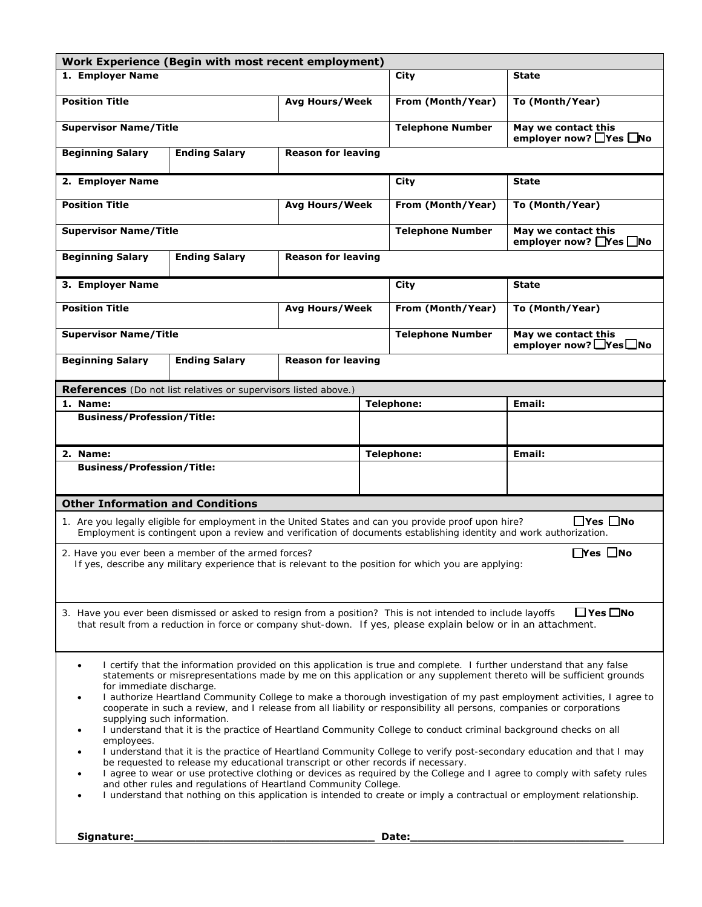## Work Experience (Begin with most recent employment)

| | | | | |
|---|---|---|---|---|
| **1. Employer Name** | | | **City** | **State** |
| **Position Title** | | **Avg Hours/Week** | **From (Month/Year)** | **To (Month/Year)** |
| **Supervisor Name/Title** | | | **Telephone Number** | **May we contact this employer now?** ☐ **Yes** ☐ **No** |
| **Beginning Salary** | **Ending Salary** | **Reason for leaving** | | |
| **2. Employer Name** | | | **City** | **State** |
| **Position Title** | | **Avg Hours/Week** | **From (Month/Year)** | **To (Month/Year)** |
| **Supervisor Name/Title** | | | **Telephone Number** | **May we contact this employer now?** ☐ **Yes** ☐ **No** |
| **Beginning Salary** | **Ending Salary** | **Reason for leaving** | | |
| **3. Employer Name** | | | **City** | **State** |
| **Position Title** | | **Avg Hours/Week** | **From (Month/Year)** | **To (Month/Year)** |
| **Supervisor Name/Title** | | | **Telephone Number** | **May we contact this employer now?** ☐ **Yes** ☐ **No** |
| **Beginning Salary** | **Ending Salary** | **Reason for leaving** | | |

## References (Do not list relatives or supervisors listed above.)

| | | |
|---|---|---|
| **1. Name:** | **Telephone:** | **Email:** |
| **Business/Profession/Title:** | | |
| **2. Name:** | **Telephone:** | **Email:** |
| **Business/Profession/Title:** | | |

## Other Information and Conditions

1. Are you legally eligible for employment in the United States and can you provide proof upon hire? ☐ **Yes** ☐ **No**
   Employment is contingent upon a review and verification of documents establishing identity and work authorization.

2. Have you ever been a member of the armed forces? ☐ **Yes** ☐ **No**
   If yes, describe any military experience that is relevant to the position for which you are applying:

3. Have you ever been dismissed or asked to resign from a position? This is not intended to include layoffs that result from a reduction in force or company shut-down. If yes, please explain below or in an attachment. ☐ **Yes** ☐ **No**

- I certify that the information provided on this application is true and complete. I further understand that any false statements or misrepresentations made by me on this application or any supplement thereto will be sufficient grounds for immediate discharge.
- I authorize Heartland Community College to make a thorough investigation of my past employment activities, I agree to cooperate in such a review, and I release from all liability or responsibility all persons, companies or corporations supplying such information.
- I understand that it is the practice of Heartland Community College to conduct criminal background checks on all employees.
- I understand that it is the practice of Heartland Community College to verify post-secondary education and that I may be requested to release my educational transcript or other records if necessary.
- I agree to wear or use protective clothing or devices as required by the College and I agree to comply with safety rules and other rules and regulations of Heartland Community College.
- I understand that nothing on this application is intended to create or imply a contractual or employment relationship.

**Signature:**______________________________________ **Date:**__________________________________